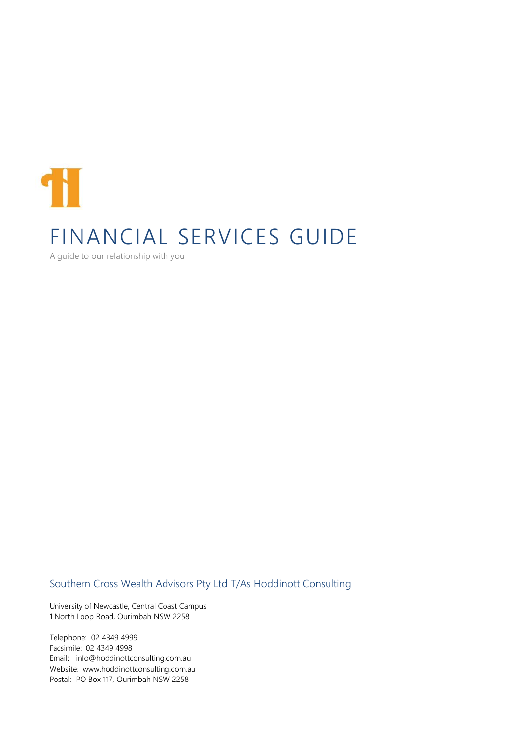# FINANCIAL SERVICES GUIDE

A guide to our relationship with you

## Southern Cross Wealth Advisors Pty Ltd T/As Hoddinott Consulting

University of Newcastle, Central Coast Campus
1 North Loop Road, Ourimbah NSW 2258

Telephone: 02 4349 4999
Facsimile: 02 4349 4998
Email: info@hoddinottconsulting.com.au
Website: www.hoddinottconsulting.com.au
Postal: PO Box 117, Ourimbah NSW 2258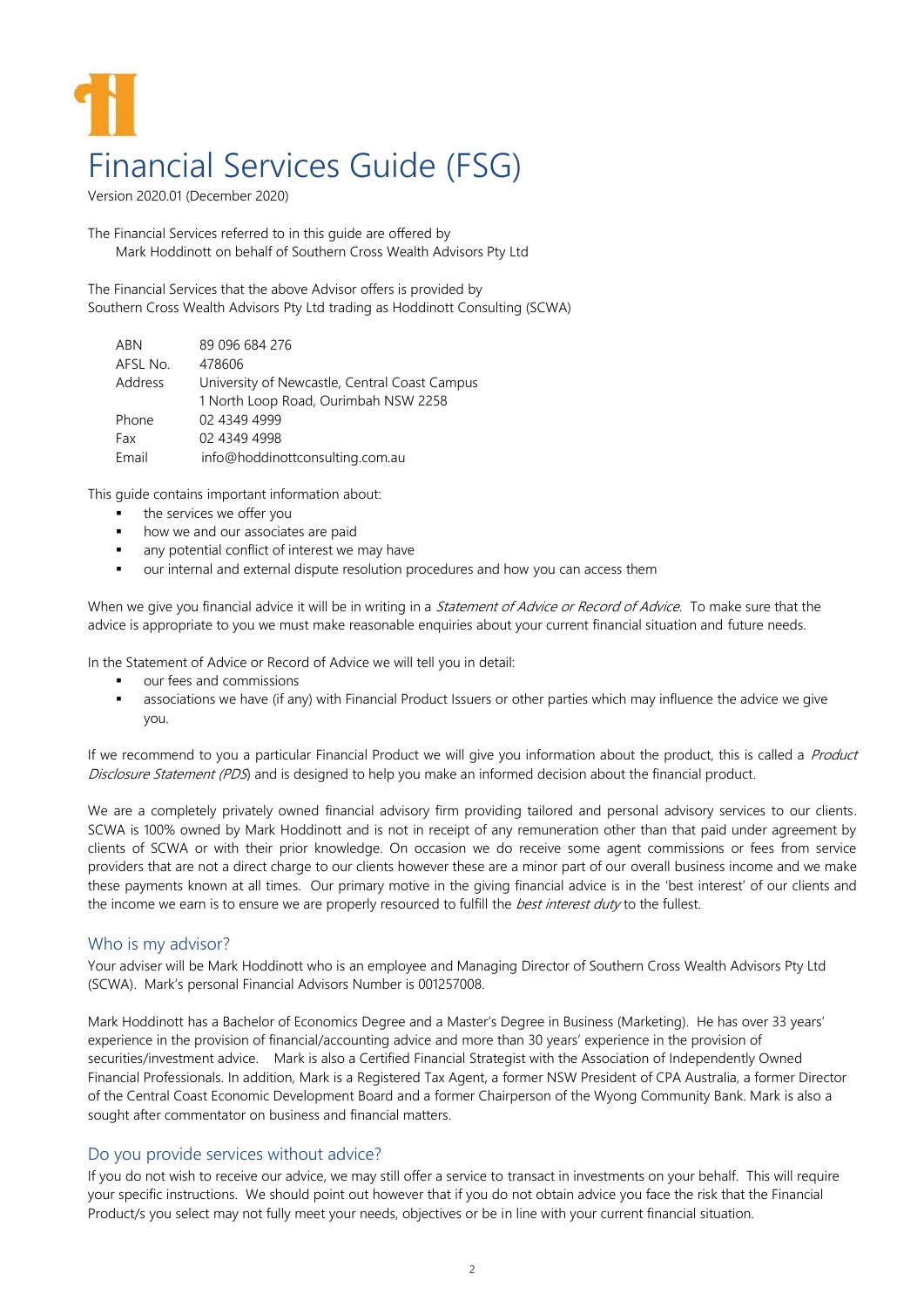# Financial Services Guide (FSG)

Version 2020.01 (December 2020)

The Financial Services referred to in this guide are offered by
Mark Hoddinott on behalf of Southern Cross Wealth Advisors Pty Ltd

The Financial Services that the above Advisor offers is provided by
Southern Cross Wealth Advisors Pty Ltd trading as Hoddinott Consulting (SCWA)

| | |
|---|---|
| ABN | 89 096 684 276 |
| AFSL No. | 478606 |
| Address | University of Newcastle, Central Coast Campus<br>1 North Loop Road, Ourimbah NSW 2258 |
| Phone | 02 4349 4999 |
| Fax | 02 4349 4998 |
| Email | info@hoddinottconsulting.com.au |

This guide contains important information about:

- the services we offer you
- how we and our associates are paid
- any potential conflict of interest we may have
- our internal and external dispute resolution procedures and how you can access them

When we give you financial advice it will be in writing in a *Statement of Advice or Record of Advice*. To make sure that the advice is appropriate to you we must make reasonable enquiries about your current financial situation and future needs.

In the Statement of Advice or Record of Advice we will tell you in detail:

- our fees and commissions
- associations we have (if any) with Financial Product Issuers or other parties which may influence the advice we give you.

If we recommend to you a particular Financial Product we will give you information about the product, this is called a *Product Disclosure Statement (PDS*) and is designed to help you make an informed decision about the financial product.

We are a completely privately owned financial advisory firm providing tailored and personal advisory services to our clients. SCWA is 100% owned by Mark Hoddinott and is not in receipt of any remuneration other than that paid under agreement by clients of SCWA or with their prior knowledge. On occasion we do receive some agent commissions or fees from service providers that are not a direct charge to our clients however these are a minor part of our overall business income and we make these payments known at all times. Our primary motive in the giving financial advice is in the 'best interest' of our clients and the income we earn is to ensure we are properly resourced to fulfill the *best interest duty* to the fullest.

## Who is my advisor?

Your adviser will be Mark Hoddinott who is an employee and Managing Director of Southern Cross Wealth Advisors Pty Ltd (SCWA). Mark's personal Financial Advisors Number is 001257008.

Mark Hoddinott has a Bachelor of Economics Degree and a Master's Degree in Business (Marketing). He has over 33 years' experience in the provision of financial/accounting advice and more than 30 years' experience in the provision of securities/investment advice. Mark is also a Certified Financial Strategist with the Association of Independently Owned Financial Professionals. In addition, Mark is a Registered Tax Agent, a former NSW President of CPA Australia, a former Director of the Central Coast Economic Development Board and a former Chairperson of the Wyong Community Bank. Mark is also a sought after commentator on business and financial matters.

## Do you provide services without advice?

If you do not wish to receive our advice, we may still offer a service to transact in investments on your behalf. This will require your specific instructions. We should point out however that if you do not obtain advice you face the risk that the Financial Product/s you select may not fully meet your needs, objectives or be in line with your current financial situation.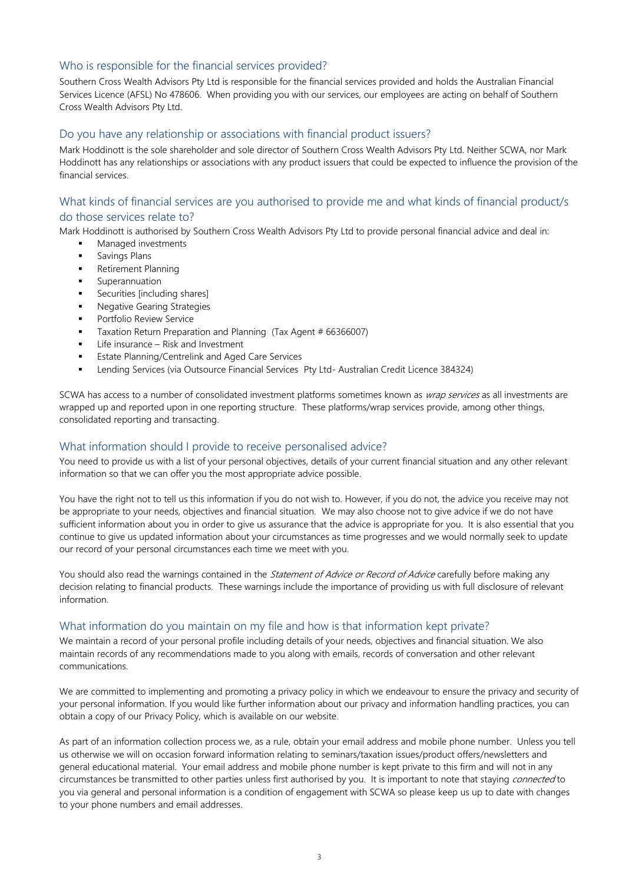## Who is responsible for the financial services provided?

Southern Cross Wealth Advisors Pty Ltd is responsible for the financial services provided and holds the Australian Financial Services Licence (AFSL) No 478606. When providing you with our services, our employees are acting on behalf of Southern Cross Wealth Advisors Pty Ltd.

## Do you have any relationship or associations with financial product issuers?

Mark Hoddinott is the sole shareholder and sole director of Southern Cross Wealth Advisors Pty Ltd. Neither SCWA, nor Mark Hoddinott has any relationships or associations with any product issuers that could be expected to influence the provision of the financial services.

## What kinds of financial services are you authorised to provide me and what kinds of financial product/s do those services relate to?

Mark Hoddinott is authorised by Southern Cross Wealth Advisors Pty Ltd to provide personal financial advice and deal in:

- Managed investments
- Savings Plans
- Retirement Planning
- Superannuation
- Securities [including shares]
- Negative Gearing Strategies
- Portfolio Review Service
- Taxation Return Preparation and Planning (Tax Agent # 66366007)
- Life insurance – Risk and Investment
- Estate Planning/Centrelink and Aged Care Services
- Lending Services (via Outsource Financial Services Pty Ltd- Australian Credit Licence 384324)

SCWA has access to a number of consolidated investment platforms sometimes known as *wrap services* as all investments are wrapped up and reported upon in one reporting structure. These platforms/wrap services provide, among other things, consolidated reporting and transacting.

## What information should I provide to receive personalised advice?

You need to provide us with a list of your personal objectives, details of your current financial situation and any other relevant information so that we can offer you the most appropriate advice possible.

You have the right not to tell us this information if you do not wish to. However, if you do not, the advice you receive may not be appropriate to your needs, objectives and financial situation. We may also choose not to give advice if we do not have sufficient information about you in order to give us assurance that the advice is appropriate for you. It is also essential that you continue to give us updated information about your circumstances as time progresses and we would normally seek to update our record of your personal circumstances each time we meet with you.

You should also read the warnings contained in the *Statement of Advice or Record of Advice* carefully before making any decision relating to financial products. These warnings include the importance of providing us with full disclosure of relevant information.

## What information do you maintain on my file and how is that information kept private?

We maintain a record of your personal profile including details of your needs, objectives and financial situation. We also maintain records of any recommendations made to you along with emails, records of conversation and other relevant communications.

We are committed to implementing and promoting a privacy policy in which we endeavour to ensure the privacy and security of your personal information. If you would like further information about our privacy and information handling practices, you can obtain a copy of our Privacy Policy, which is available on our website.

As part of an information collection process we, as a rule, obtain your email address and mobile phone number. Unless you tell us otherwise we will on occasion forward information relating to seminars/taxation issues/product offers/newsletters and general educational material. Your email address and mobile phone number is kept private to this firm and will not in any circumstances be transmitted to other parties unless first authorised by you. It is important to note that staying *connected* to you via general and personal information is a condition of engagement with SCWA so please keep us up to date with changes to your phone numbers and email addresses.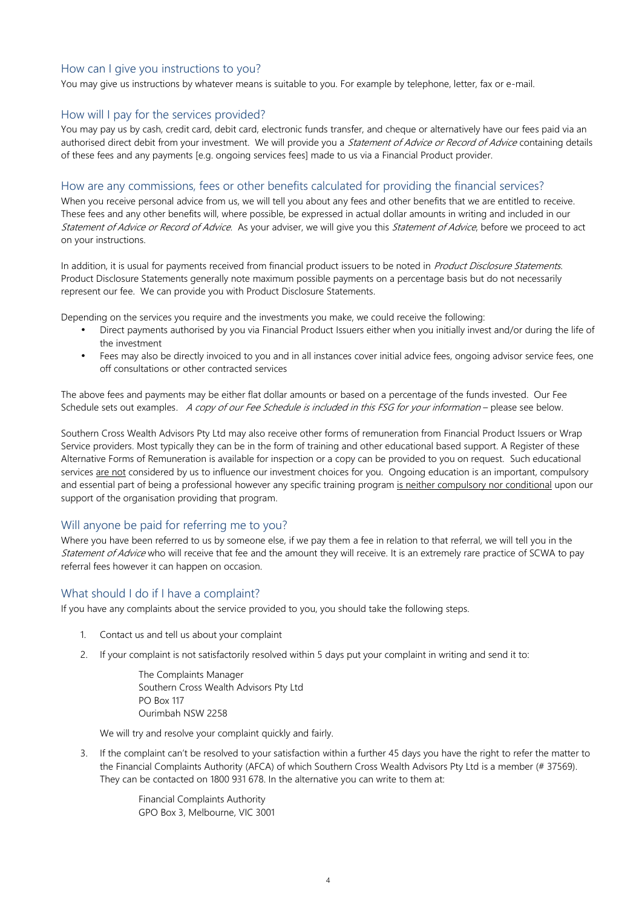## How can I give you instructions to you?

You may give us instructions by whatever means is suitable to you. For example by telephone, letter, fax or e-mail.

## How will I pay for the services provided?

You may pay us by cash, credit card, debit card, electronic funds transfer, and cheque or alternatively have our fees paid via an authorised direct debit from your investment. We will provide you a *Statement of Advice or Record of Advice* containing details of these fees and any payments [e.g. ongoing services fees] made to us via a Financial Product provider.

## How are any commissions, fees or other benefits calculated for providing the financial services?

When you receive personal advice from us, we will tell you about any fees and other benefits that we are entitled to receive. These fees and any other benefits will, where possible, be expressed in actual dollar amounts in writing and included in our *Statement of Advice or Record of Advice*. As your adviser, we will give you this *Statement of Advice*, before we proceed to act on your instructions.

In addition, it is usual for payments received from financial product issuers to be noted in *Product Disclosure Statements*. Product Disclosure Statements generally note maximum possible payments on a percentage basis but do not necessarily represent our fee. We can provide you with Product Disclosure Statements.

Depending on the services you require and the investments you make, we could receive the following:

- Direct payments authorised by you via Financial Product Issuers either when you initially invest and/or during the life of the investment
- Fees may also be directly invoiced to you and in all instances cover initial advice fees, ongoing advisor service fees, one off consultations or other contracted services

The above fees and payments may be either flat dollar amounts or based on a percentage of the funds invested. Our Fee Schedule sets out examples. *A copy of our Fee Schedule is included in this FSG for your information* – please see below.

Southern Cross Wealth Advisors Pty Ltd may also receive other forms of remuneration from Financial Product Issuers or Wrap Service providers. Most typically they can be in the form of training and other educational based support. A Register of these Alternative Forms of Remuneration is available for inspection or a copy can be provided to you on request. Such educational services <u>are not</u> considered by us to influence our investment choices for you. Ongoing education is an important, compulsory and essential part of being a professional however any specific training program <u>is neither compulsory nor conditional</u> upon our support of the organisation providing that program.

## Will anyone be paid for referring me to you?

Where you have been referred to us by someone else, if we pay them a fee in relation to that referral, we will tell you in the *Statement of Advice* who will receive that fee and the amount they will receive. It is an extremely rare practice of SCWA to pay referral fees however it can happen on occasion.

## What should I do if I have a complaint?

If you have any complaints about the service provided to you, you should take the following steps.

1. Contact us and tell us about your complaint
2. If your complaint is not satisfactorily resolved within 5 days put your complaint in writing and send it to:

   The Complaints Manager  
   Southern Cross Wealth Advisors Pty Ltd  
   PO Box 117  
   Ourimbah NSW 2258

   We will try and resolve your complaint quickly and fairly.

3. If the complaint can't be resolved to your satisfaction within a further 45 days you have the right to refer the matter to the Financial Complaints Authority (AFCA) of which Southern Cross Wealth Advisors Pty Ltd is a member (# 37569). They can be contacted on 1800 931 678. In the alternative you can write to them at:

   Financial Complaints Authority  
   GPO Box 3, Melbourne, VIC 3001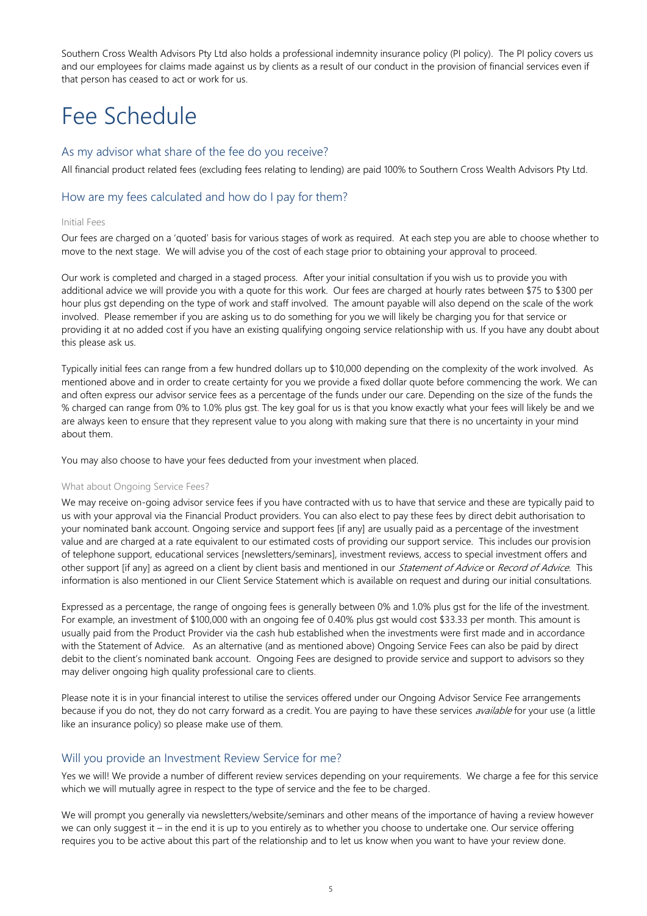Southern Cross Wealth Advisors Pty Ltd also holds a professional indemnity insurance policy (PI policy). The PI policy covers us and our employees for claims made against us by clients as a result of our conduct in the provision of financial services even if that person has ceased to act or work for us.

# Fee Schedule

## As my advisor what share of the fee do you receive?

All financial product related fees (excluding fees relating to lending) are paid 100% to Southern Cross Wealth Advisors Pty Ltd.

## How are my fees calculated and how do I pay for them?

### Initial Fees

Our fees are charged on a 'quoted' basis for various stages of work as required. At each step you are able to choose whether to move to the next stage. We will advise you of the cost of each stage prior to obtaining your approval to proceed.

Our work is completed and charged in a staged process. After your initial consultation if you wish us to provide you with additional advice we will provide you with a quote for this work. Our fees are charged at hourly rates between $75 to $300 per hour plus gst depending on the type of work and staff involved. The amount payable will also depend on the scale of the work involved. Please remember if you are asking us to do something for you we will likely be charging you for that service or providing it at no added cost if you have an existing qualifying ongoing service relationship with us. If you have any doubt about this please ask us.

Typically initial fees can range from a few hundred dollars up to $10,000 depending on the complexity of the work involved. As mentioned above and in order to create certainty for you we provide a fixed dollar quote before commencing the work. We can and often express our advisor service fees as a percentage of the funds under our care. Depending on the size of the funds the % charged can range from 0% to 1.0% plus gst. The key goal for us is that you know exactly what your fees will likely be and we are always keen to ensure that they represent value to you along with making sure that there is no uncertainty in your mind about them.

You may also choose to have your fees deducted from your investment when placed.

### What about Ongoing Service Fees?

We may receive on-going advisor service fees if you have contracted with us to have that service and these are typically paid to us with your approval via the Financial Product providers. You can also elect to pay these fees by direct debit authorisation to your nominated bank account. Ongoing service and support fees [if any] are usually paid as a percentage of the investment value and are charged at a rate equivalent to our estimated costs of providing our support service. This includes our provision of telephone support, educational services [newsletters/seminars], investment reviews, access to special investment offers and other support [if any] as agreed on a client by client basis and mentioned in our *Statement of Advice* or *Record of Advice*. This information is also mentioned in our Client Service Statement which is available on request and during our initial consultations.

Expressed as a percentage, the range of ongoing fees is generally between 0% and 1.0% plus gst for the life of the investment. For example, an investment of $100,000 with an ongoing fee of 0.40% plus gst would cost $33.33 per month. This amount is usually paid from the Product Provider via the cash hub established when the investments were first made and in accordance with the Statement of Advice. As an alternative (and as mentioned above) Ongoing Service Fees can also be paid by direct debit to the client's nominated bank account. Ongoing Fees are designed to provide service and support to advisors so they may deliver ongoing high quality professional care to clients.

Please note it is in your financial interest to utilise the services offered under our Ongoing Advisor Service Fee arrangements because if you do not, they do not carry forward as a credit. You are paying to have these services *available* for your use (a little like an insurance policy) so please make use of them.

## Will you provide an Investment Review Service for me?

Yes we will! We provide a number of different review services depending on your requirements. We charge a fee for this service which we will mutually agree in respect to the type of service and the fee to be charged.

We will prompt you generally via newsletters/website/seminars and other means of the importance of having a review however we can only suggest it – in the end it is up to you entirely as to whether you choose to undertake one. Our service offering requires you to be active about this part of the relationship and to let us know when you want to have your review done.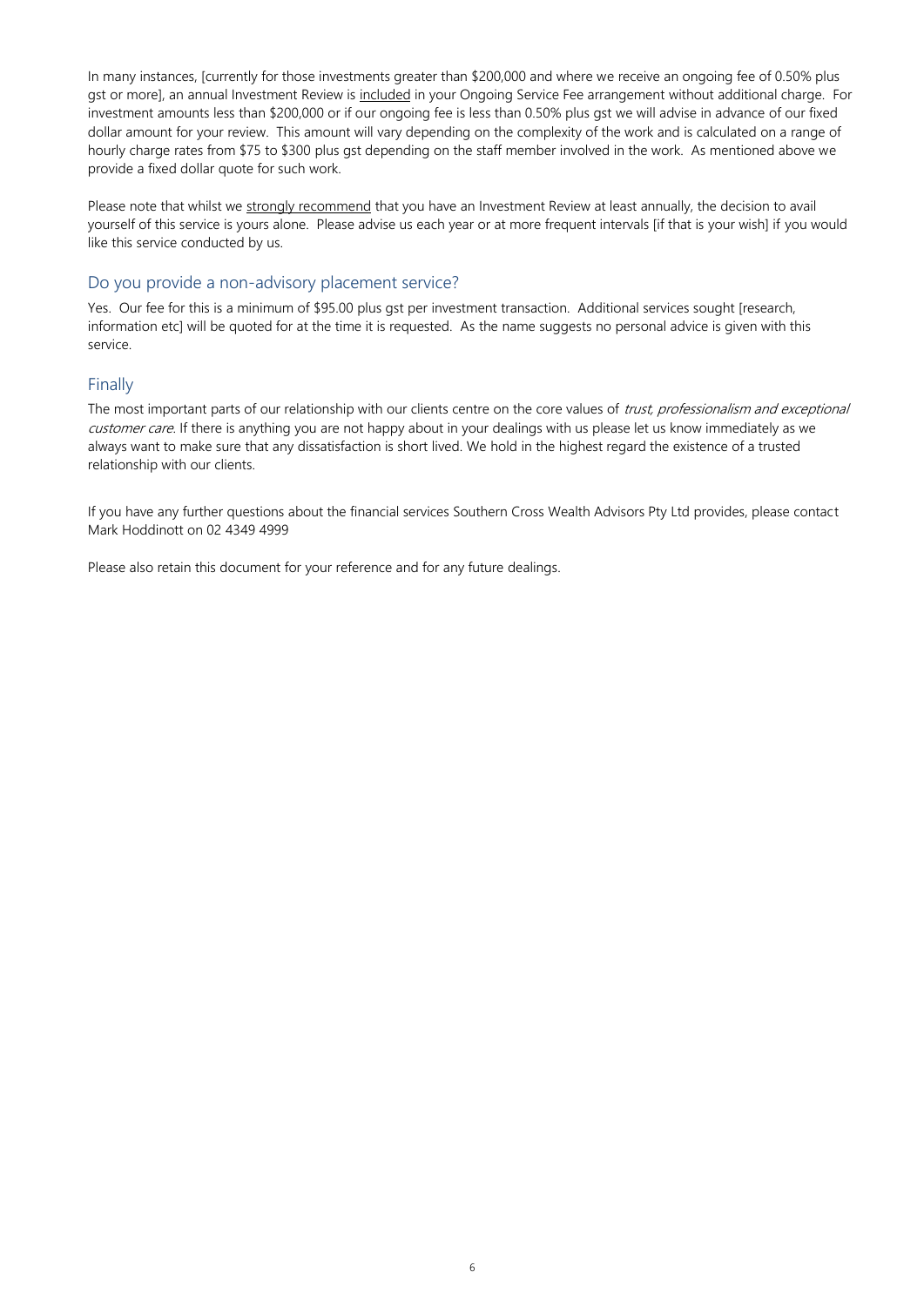In many instances, [currently for those investments greater than $200,000 and where we receive an ongoing fee of 0.50% plus gst or more], an annual Investment Review is <u>included</u> in your Ongoing Service Fee arrangement without additional charge. For investment amounts less than $200,000 or if our ongoing fee is less than 0.50% plus gst we will advise in advance of our fixed dollar amount for your review. This amount will vary depending on the complexity of the work and is calculated on a range of hourly charge rates from $75 to $300 plus gst depending on the staff member involved in the work. As mentioned above we provide a fixed dollar quote for such work.

Please note that whilst we <u>strongly recommend</u> that you have an Investment Review at least annually, the decision to avail yourself of this service is yours alone. Please advise us each year or at more frequent intervals [if that is your wish] if you would like this service conducted by us.

## Do you provide a non-advisory placement service?

Yes. Our fee for this is a minimum of $95.00 plus gst per investment transaction. Additional services sought [research, information etc] will be quoted for at the time it is requested. As the name suggests no personal advice is given with this service.

## Finally

The most important parts of our relationship with our clients centre on the core values of *trust, professionalism and exceptional customer care*. If there is anything you are not happy about in your dealings with us please let us know immediately as we always want to make sure that any dissatisfaction is short lived. We hold in the highest regard the existence of a trusted relationship with our clients.

If you have any further questions about the financial services Southern Cross Wealth Advisors Pty Ltd provides, please contact Mark Hoddinott on 02 4349 4999

Please also retain this document for your reference and for any future dealings.